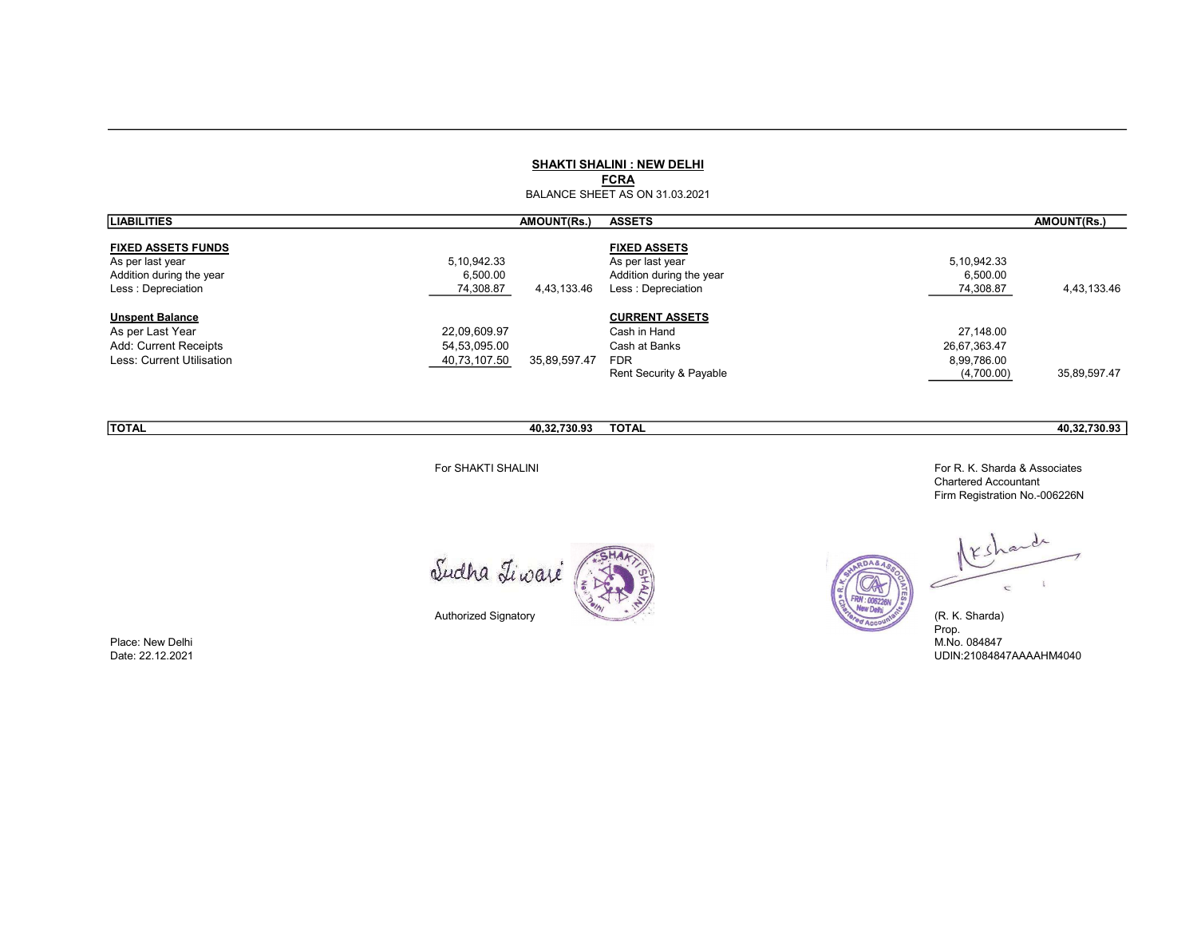**SHAKTI SHALINI : NEW DELHI**

**FCRA**

BALANCE SHEET AS ON 31.03.2021

| LIABILITIES | | AMOUNT(Rs.) | ASSETS | | AMOUNT(Rs.) |
|---|---|---|---|---|---|
| **FIXED ASSETS FUNDS** | | | **FIXED ASSETS** | | |
| As per last year | 5,10,942.33 | | As per last year | 5,10,942.33 | |
| Addition during the year | 6,500.00 | | Addition during the year | 6,500.00 | |
| Less : Depreciation | 74,308.87 | 4,43,133.46 | Less : Depreciation | 74,308.87 | 4,43,133.46 |
| **Unspent Balance** | | | **CURRENT ASSETS** | | |
| As per Last Year | 22,09,609.97 | | Cash in Hand | 27,148.00 | |
| Add: Current Receipts | 54,53,095.00 | | Cash at Banks | 26,67,363.47 | |
| Less: Current Utilisation | 40,73,107.50 | 35,89,597.47 | FDR | 8,99,786.00 | |
| | | | Rent Security & Payable | (4,700.00) | 35,89,597.47 |
| **TOTAL** | | **40,32,730.93** | **TOTAL** | | **40,32,730.93** |

For SHAKTI SHALINI

Sudha Tiwari

Authorized Signatory

For R. K. Sharda & Associates
Chartered Accountant
Firm Registration No.-006226N

(R. K. Sharda)
Prop.
M.No. 084847
UDIN:21084847AAAAHM4040

Place: New Delhi
Date: 22.12.2021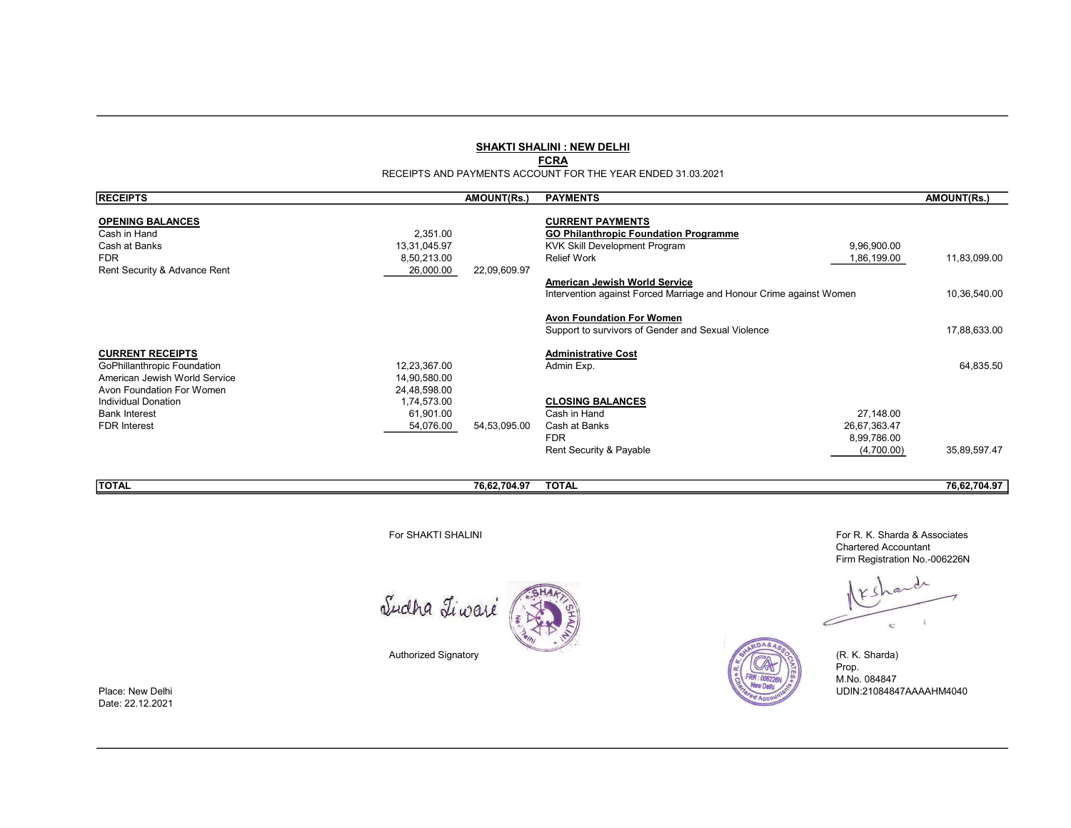**SHAKTI SHALINI : NEW DELHI**

**FCRA**

RECEIPTS AND PAYMENTS ACCOUNT FOR THE YEAR ENDED 31.03.2021

| RECEIPTS | | AMOUNT(Rs.) | PAYMENTS | | AMOUNT(Rs.) |
|---|---|---|---|---|---|
| **OPENING BALANCES** | | | **CURRENT PAYMENTS** | | |
| Cash in Hand | 2,351.00 | | **GO Philanthropic Foundation Programme** | | |
| Cash at Banks | 13,31,045.97 | | KVK Skill Development Program | 9,96,900.00 | |
| FDR | 8,50,213.00 | | Relief Work | 1,86,199.00 | 11,83,099.00 |
| Rent Security & Advance Rent | 26,000.00 | 22,09,609.97 | | | |
| | | | **American Jewish World Service** | | |
| | | | Intervention against Forced Marriage and Honour Crime against Women | | 10,36,540.00 |
| | | | **Avon Foundation For Women** | | |
| | | | Support to survivors of Gender and Sexual Violence | | 17,88,633.00 |
| **CURRENT RECEIPTS** | | | **Administrative Cost** | | |
| GoPhillanthropic Foundation | 12,23,367.00 | | Admin Exp. | | 64,835.50 |
| American Jewish World Service | 14,90,580.00 | | | | |
| Avon Foundation For Women | 24,48,598.00 | | | | |
| Individual Donation | 1,74,573.00 | | **CLOSING BALANCES** | | |
| Bank Interest | 61,901.00 | | Cash in Hand | 27,148.00 | |
| FDR Interest | 54,076.00 | 54,53,095.00 | Cash at Banks | 26,67,363.47 | |
| | | | FDR | 8,99,786.00 | |
| | | | Rent Security & Payable | (4,700.00) | 35,89,597.47 |
| **TOTAL** | | **76,62,704.97** | **TOTAL** | | **76,62,704.97** |

For SHAKTI SHALINI

Sudha Tiwari

Authorized Signatory

For R. K. Sharda & Associates
Chartered Accountant
Firm Registration No.-006226N

(R. K. Sharda)
Prop.
M.No. 084847
UDIN:21084847AAAAHM4040

Place: New Delhi
Date: 22.12.2021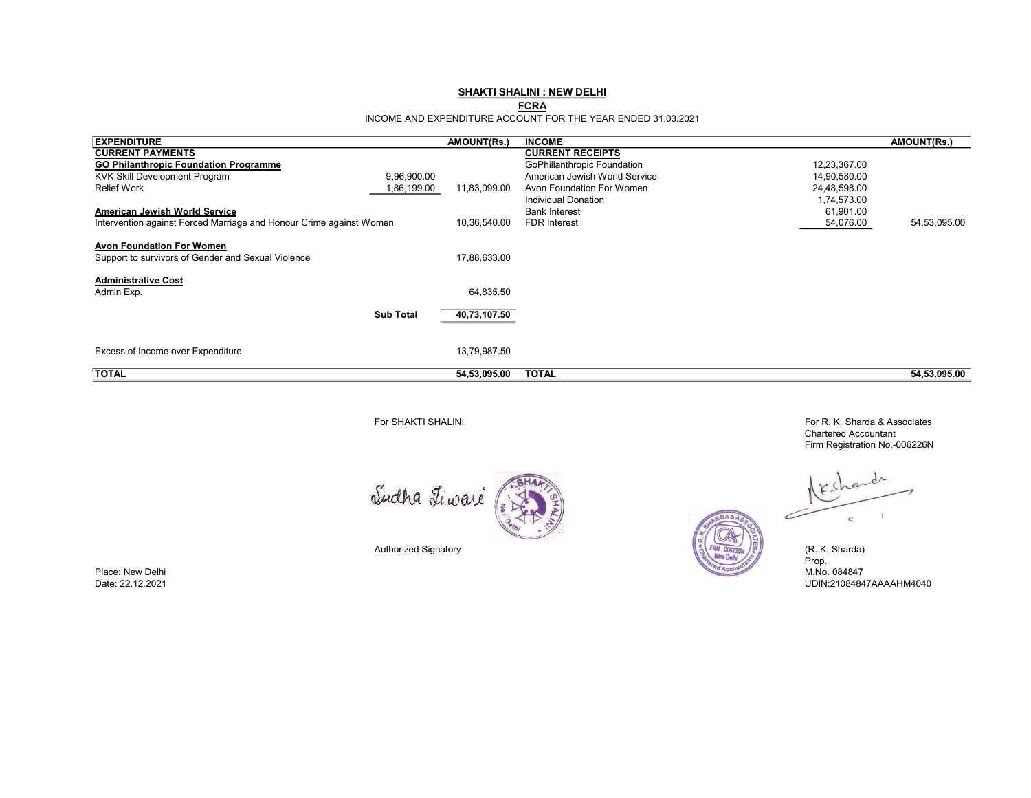**SHAKTI SHALINI : NEW DELHI**

**FCRA**

INCOME AND EXPENDITURE ACCOUNT FOR THE YEAR ENDED 31.03.2021

| EXPENDITURE | | AMOUNT(Rs.) | INCOME | | AMOUNT(Rs.) |
|---|---|---|---|---|---|
| **CURRENT PAYMENTS** | | | **CURRENT RECEIPTS** | | |
| **GO Philanthropic Foundation Programme** | | | GoPhillanthropic Foundation | 12,23,367.00 | |
| KVK Skill Development Program | 9,96,900.00 | | American Jewish World Service | 14,90,580.00 | |
| Relief Work | 1,86,199.00 | 11,83,099.00 | Avon Foundation For Women | 24,48,598.00 | |
| | | | Individual Donation | 1,74,573.00 | |
| **American Jewish World Service** | | | Bank Interest | 61,901.00 | |
| Intervention against Forced Marriage and Honour Crime against Women | | 10,36,540.00 | FDR Interest | 54,076.00 | 54,53,095.00 |
| **Avon Foundation For Women** | | | | | |
| Support to survivors of Gender and Sexual Violence | | 17,88,633.00 | | | |
| **Administrative Cost** | | | | | |
| Admin Exp. | | 64,835.50 | | | |
| | **Sub Total** | **40,73,107.50** | | | |
| Excess of Income over Expenditure | | 13,79,987.50 | | | |
| **TOTAL** | | **54,53,095.00** | **TOTAL** | | **54,53,095.00** |

For SHAKTI SHALINI

Sudha Tiwari

Authorized Signatory

For R. K. Sharda & Associates
Chartered Accountant
Firm Registration No.-006226N

(R. K. Sharda)
Prop.
M.No. 084847
UDIN:21084847AAAAHM4040

Place: New Delhi
Date: 22.12.2021